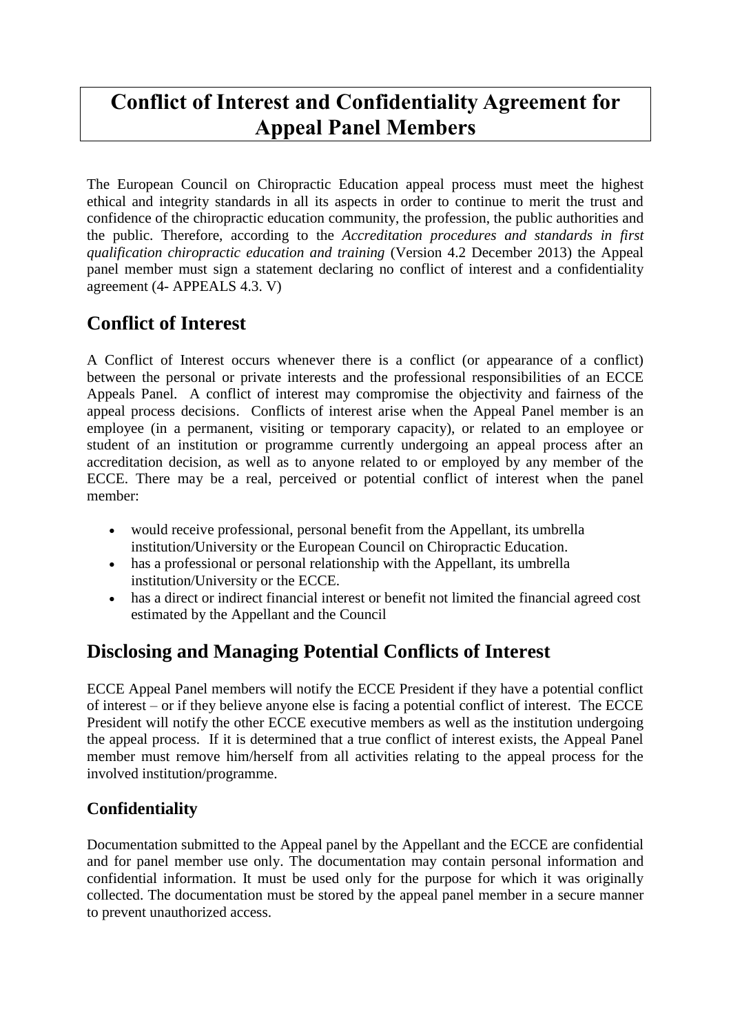# Conflict of Interest and Confidentiality Agreement for Appeal Panel Members

The European Council on Chiropractic Education appeal process must meet the highest ethical and integrity standards in all its aspects in order to continue to merit the trust and confidence of the chiropractic education community, the profession, the public authorities and the public. Therefore, according to the *Accreditation procedures and standards in first qualification chiropractic education and training* (Version 4.2 December 2013) the Appeal panel member must sign a statement declaring no conflict of interest and a confidentiality agreement (4- APPEALS 4.3. V)

## Conflict of Interest

A Conflict of Interest occurs whenever there is a conflict (or appearance of a conflict) between the personal or private interests and the professional responsibilities of an ECCE Appeals Panel. A conflict of interest may compromise the objectivity and fairness of the appeal process decisions. Conflicts of interest arise when the Appeal Panel member is an employee (in a permanent, visiting or temporary capacity), or related to an employee or student of an institution or programme currently undergoing an appeal process after an accreditation decision, as well as to anyone related to or employed by any member of the ECCE. There may be a real, perceived or potential conflict of interest when the panel member:

- would receive professional, personal benefit from the Appellant, its umbrella institution/University or the European Council on Chiropractic Education.
- has a professional or personal relationship with the Appellant, its umbrella institution/University or the ECCE.
- has a direct or indirect financial interest or benefit not limited the financial agreed cost estimated by the Appellant and the Council

## Disclosing and Managing Potential Conflicts of Interest

ECCE Appeal Panel members will notify the ECCE President if they have a potential conflict of interest – or if they believe anyone else is facing a potential conflict of interest. The ECCE President will notify the other ECCE executive members as well as the institution undergoing the appeal process. If it is determined that a true conflict of interest exists, the Appeal Panel member must remove him/herself from all activities relating to the appeal process for the involved institution/programme.

### Confidentiality

Documentation submitted to the Appeal panel by the Appellant and the ECCE are confidential and for panel member use only. The documentation may contain personal information and confidential information. It must be used only for the purpose for which it was originally collected. The documentation must be stored by the appeal panel member in a secure manner to prevent unauthorized access.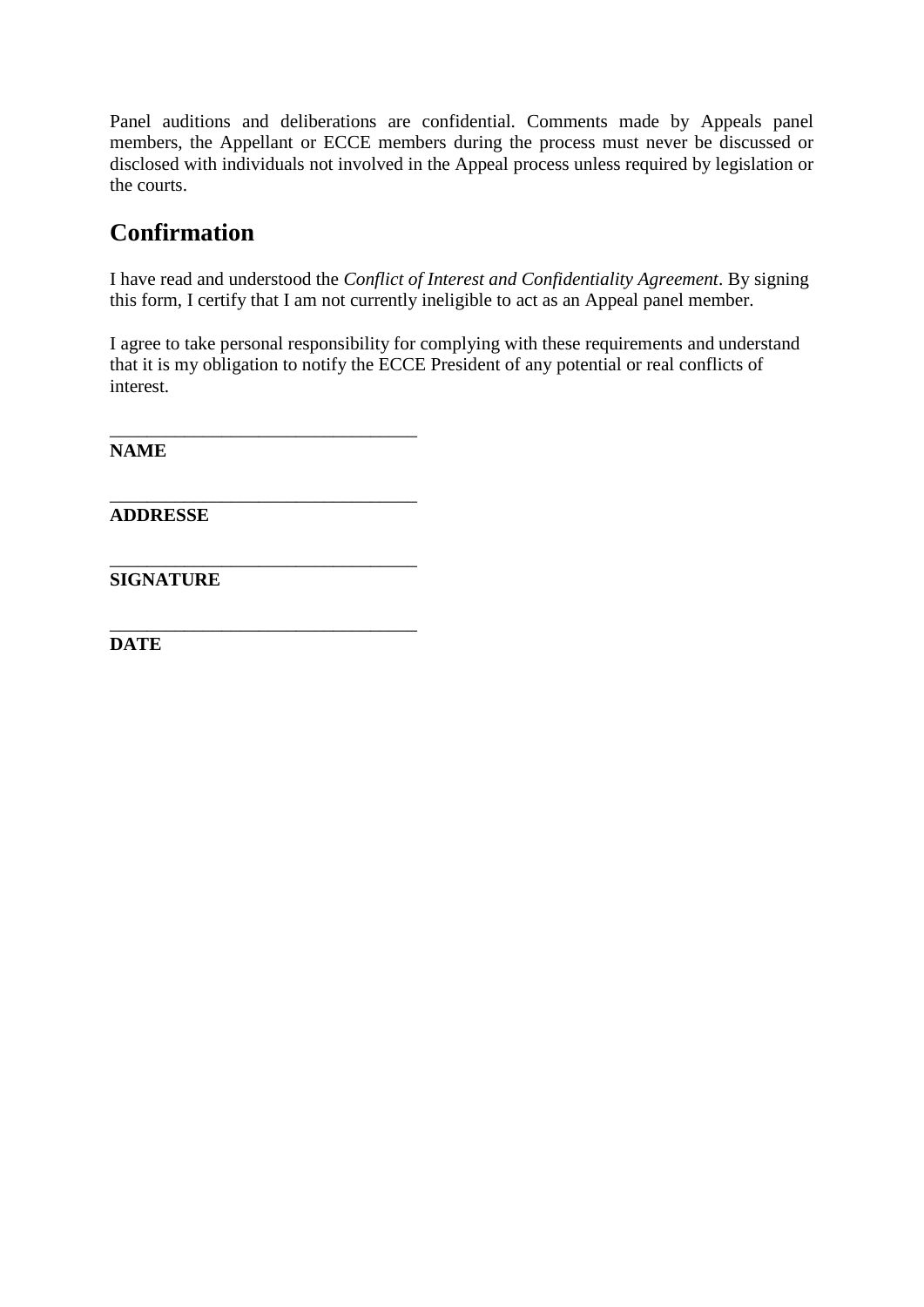Panel auditions and deliberations are confidential. Comments made by Appeals panel members, the Appellant or ECCE members during the process must never be discussed or disclosed with individuals not involved in the Appeal process unless required by legislation or the courts.

## Confirmation

I have read and understood the *Conflict of Interest and Confidentiality Agreement*. By signing this form, I certify that I am not currently ineligible to act as an Appeal panel member.

I agree to take personal responsibility for complying with these requirements and understand that it is my obligation to notify the ECCE President of any potential or real conflicts of interest.

________________________________
**NAME**

________________________________
**ADDRESSE**

________________________________
**SIGNATURE**

________________________________
**DATE**